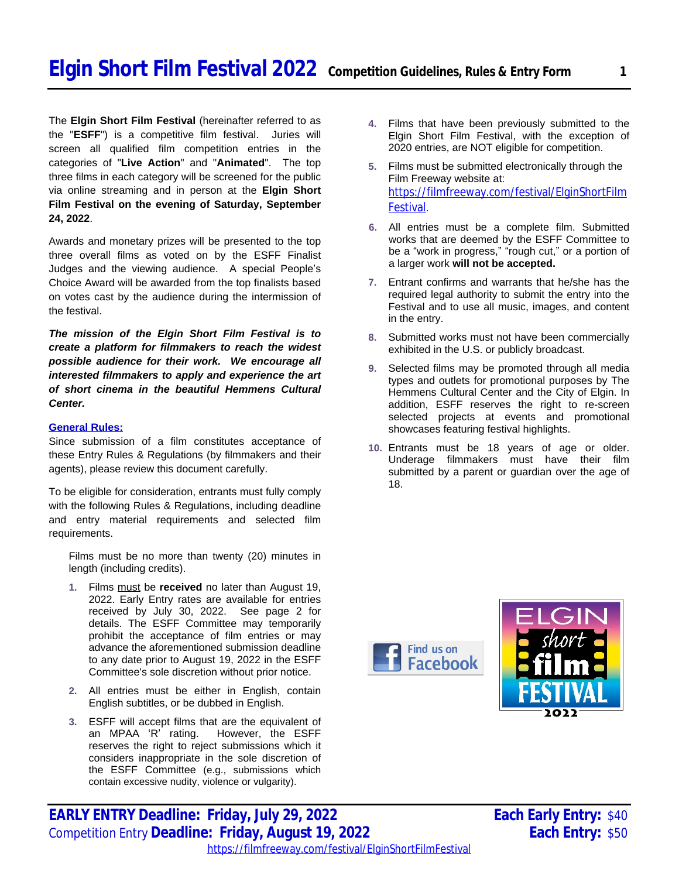# Elgin Short Film Festival 2022 Competition Guidelines, Rules & Entry Form

The **Elgin Short Film Festival** (hereinafter referred to as the "**ESFF**") is a competitive film festival. Juries will screen all qualified film competition entries in the categories of "**Live Action**" and "**Animated**". The top three films in each category will be screened for the public via online streaming and in person at the **Elgin Short Film Festival on the evening of Saturday, September 24, 2022**.

Awards and monetary prizes will be presented to the top three overall films as voted on by the ESFF Finalist Judges and the viewing audience. A special People's Choice Award will be awarded from the top finalists based on votes cast by the audience during the intermission of the festival.

***The mission of the Elgin Short Film Festival is to create a platform for filmmakers to reach the widest possible audience for their work. We encourage all interested filmmakers to apply and experience the art of short cinema in the beautiful Hemmens Cultural Center.***

## General Rules:

Since submission of a film constitutes acceptance of these Entry Rules & Regulations (by filmmakers and their agents), please review this document carefully.

To be eligible for consideration, entrants must fully comply with the following Rules & Regulations, including deadline and entry material requirements and selected film requirements.

Films must be no more than twenty (20) minutes in length (including credits).

1. Films must be **received** no later than August 19, 2022. Early Entry rates are available for entries received by July 30, 2022. See page 2 for details. The ESFF Committee may temporarily prohibit the acceptance of film entries or may advance the aforementioned submission deadline to any date prior to August 19, 2022 in the ESFF Committee's sole discretion without prior notice.
2. All entries must be either in English, contain English subtitles, or be dubbed in English.
3. ESFF will accept films that are the equivalent of an MPAA 'R' rating. However, the ESFF reserves the right to reject submissions which it considers inappropriate in the sole discretion of the ESFF Committee (e.g., submissions which contain excessive nudity, violence or vulgarity).
4. Films that have been previously submitted to the Elgin Short Film Festival, with the exception of 2020 entries, are NOT eligible for competition.
5. Films must be submitted electronically through the Film Freeway website at: https://filmfreeway.com/festival/ElginShortFilmFestival.
6. All entries must be a complete film. Submitted works that are deemed by the ESFF Committee to be a "work in progress," "rough cut," or a portion of a larger work **will not be accepted.**
7. Entrant confirms and warrants that he/she has the required legal authority to submit the entry into the Festival and to use all music, images, and content in the entry.
8. Submitted works must not have been commercially exhibited in the U.S. or publicly broadcast.
9. Selected films may be promoted through all media types and outlets for promotional purposes by The Hemmens Cultural Center and the City of Elgin. In addition, ESFF reserves the right to re-screen selected projects at events and promotional showcases featuring festival highlights.
10. Entrants must be 18 years of age or older. Underage filmmakers must have their film submitted by a parent or guardian over the age of 18.

Find us on Facebook

ELGIN short film FESTIVAL 2022

**EARLY ENTRY Deadline: Friday, July 29, 2022** — **Each Early Entry:** $40

Competition Entry **Deadline: Friday, August 19, 2022** — **Each Entry:** $50

https://filmfreeway.com/festival/ElginShortFilmFestival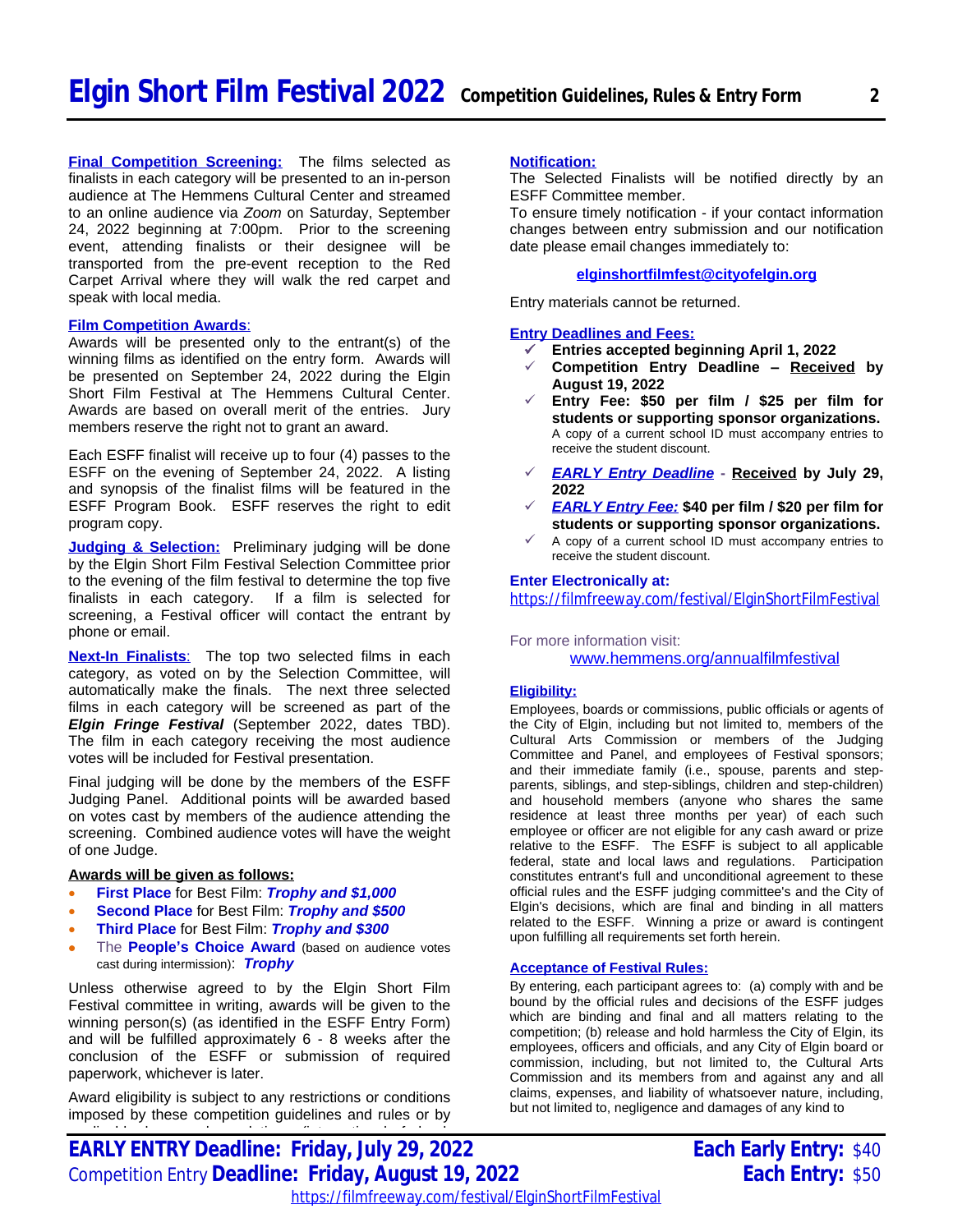**Final Competition Screening:** The films selected as finalists in each category will be presented to an in-person audience at The Hemmens Cultural Center and streamed to an online audience via *Zoom* on Saturday, September 24, 2022 beginning at 7:00pm. Prior to the screening event, attending finalists or their designee will be transported from the pre-event reception to the Red Carpet Arrival where they will walk the red carpet and speak with local media.

**Film Competition Awards**:
Awards will be presented only to the entrant(s) of the winning films as identified on the entry form. Awards will be presented on September 24, 2022 during the Elgin Short Film Festival at The Hemmens Cultural Center. Awards are based on overall merit of the entries. Jury members reserve the right not to grant an award.

Each ESFF finalist will receive up to four (4) passes to the ESFF on the evening of September 24, 2022. A listing and synopsis of the finalist films will be featured in the ESFF Program Book. ESFF reserves the right to edit program copy.

**Judging & Selection:** Preliminary judging will be done by the Elgin Short Film Festival Selection Committee prior to the evening of the film festival to determine the top five finalists in each category. If a film is selected for screening, a Festival officer will contact the entrant by phone or email.

**Next-In Finalists**: The top two selected films in each category, as voted on by the Selection Committee, will automatically make the finals. The next three selected films in each category will be screened as part of the ***Elgin Fringe Festival*** (September 2022, dates TBD). The film in each category receiving the most audience votes will be included for Festival presentation.

Final judging will be done by the members of the ESFF Judging Panel. Additional points will be awarded based on votes cast by members of the audience attending the screening. Combined audience votes will have the weight of one Judge.

**Awards will be given as follows:**

- **First Place** for Best Film: ***Trophy and $1,000***
- **Second Place** for Best Film: ***Trophy and $500***
- **Third Place** for Best Film: ***Trophy and $300***
- The **People's Choice Award** (based on audience votes cast during intermission): ***Trophy***

Unless otherwise agreed to by the Elgin Short Film Festival committee in writing, awards will be given to the winning person(s) (as identified in the ESFF Entry Form) and will be fulfilled approximately 6 - 8 weeks after the conclusion of the ESFF or submission of required paperwork, whichever is later.

Award eligibility is subject to any restrictions or conditions imposed by these competition guidelines and rules or by

**Notification:**
The Selected Finalists will be notified directly by an ESFF Committee member.
To ensure timely notification - if your contact information changes between entry submission and our notification date please email changes immediately to:

**elginshortfilmfest@cityofelgin.org**

Entry materials cannot be returned.

**Entry Deadlines and Fees:**

- ✓ **Entries accepted beginning April 1, 2022**
- ✓ **Competition Entry Deadline – Received by August 19, 2022**
- ✓ **Entry Fee: $50 per film / $25 per film for students or supporting sponsor organizations.** A copy of a current school ID must accompany entries to receive the student discount.
- ✓ ***EARLY Entry Deadline*** - **Received by July 29, 2022**
- ✓ ***EARLY Entry Fee:*** **$40 per film / $20 per film for students or supporting sponsor organizations.**
- ✓ A copy of a current school ID must accompany entries to receive the student discount.

**Enter Electronically at:**
https://filmfreeway.com/festival/ElginShortFilmFestival

For more information visit:
www.hemmens.org/annualfilmfestival

**Eligibility:**
Employees, boards or commissions, public officials or agents of the City of Elgin, including but not limited to, members of the Cultural Arts Commission or members of the Judging Committee and Panel, and employees of Festival sponsors; and their immediate family (i.e., spouse, parents and step-parents, siblings, and step-siblings, children and step-children) and household members (anyone who shares the same residence at least three months per year) of each such employee or officer are not eligible for any cash award or prize relative to the ESFF. The ESFF is subject to all applicable federal, state and local laws and regulations. Participation constitutes entrant's full and unconditional agreement to these official rules and the ESFF judging committee's and the City of Elgin's decisions, which are final and binding in all matters related to the ESFF. Winning a prize or award is contingent upon fulfilling all requirements set forth herein.

**Acceptance of Festival Rules:**
By entering, each participant agrees to: (a) comply with and be bound by the official rules and decisions of the ESFF judges which are binding and final and all matters relating to the competition; (b) release and hold harmless the City of Elgin, its employees, officers and officials, and any City of Elgin board or commission, including, but not limited to, the Cultural Arts Commission and its members from and against any and all claims, expenses, and liability of whatsoever nature, including, but not limited to, negligence and damages of any kind to

**EARLY ENTRY Deadline: Friday, July 29, 2022** — **Each Early Entry:** $40
Competition Entry **Deadline: Friday, August 19, 2022** — **Each Entry:** $50
https://filmfreeway.com/festival/ElginShortFilmFestival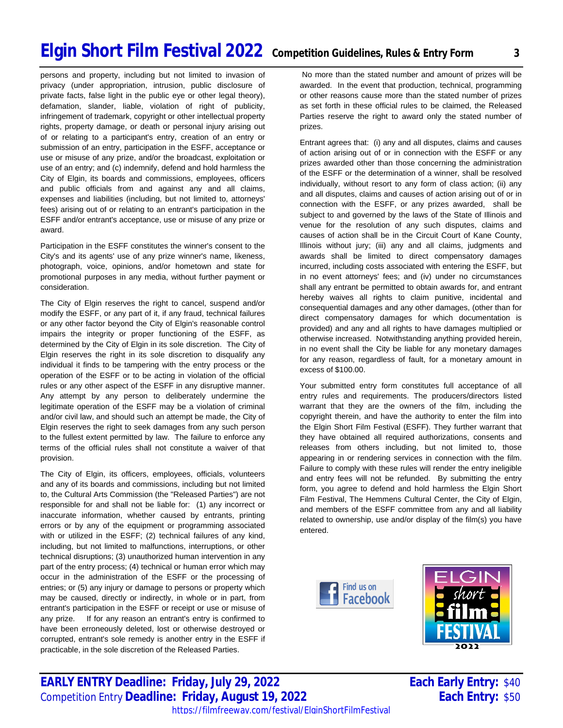persons and property, including but not limited to invasion of privacy (under appropriation, intrusion, public disclosure of private facts, false light in the public eye or other legal theory), defamation, slander, liable, violation of right of publicity, infringement of trademark, copyright or other intellectual property rights, property damage, or death or personal injury arising out of or relating to a participant's entry, creation of an entry or submission of an entry, participation in the ESFF, acceptance or use or misuse of any prize, and/or the broadcast, exploitation or use of an entry; and (c) indemnify, defend and hold harmless the City of Elgin, its boards and commissions, employees, officers and public officials from and against any and all claims, expenses and liabilities (including, but not limited to, attorneys' fees) arising out of or relating to an entrant's participation in the ESFF and/or entrant's acceptance, use or misuse of any prize or award.

Participation in the ESFF constitutes the winner's consent to the City's and its agents' use of any prize winner's name, likeness, photograph, voice, opinions, and/or hometown and state for promotional purposes in any media, without further payment or consideration.

The City of Elgin reserves the right to cancel, suspend and/or modify the ESFF, or any part of it, if any fraud, technical failures or any other factor beyond the City of Elgin's reasonable control impairs the integrity or proper functioning of the ESFF, as determined by the City of Elgin in its sole discretion. The City of Elgin reserves the right in its sole discretion to disqualify any individual it finds to be tampering with the entry process or the operation of the ESFF or to be acting in violation of the official rules or any other aspect of the ESFF in any disruptive manner. Any attempt by any person to deliberately undermine the legitimate operation of the ESFF may be a violation of criminal and/or civil law, and should such an attempt be made, the City of Elgin reserves the right to seek damages from any such person to the fullest extent permitted by law. The failure to enforce any terms of the official rules shall not constitute a waiver of that provision.

The City of Elgin, its officers, employees, officials, volunteers and any of its boards and commissions, including but not limited to, the Cultural Arts Commission (the "Released Parties") are not responsible for and shall not be liable for: (1) any incorrect or inaccurate information, whether caused by entrants, printing errors or by any of the equipment or programming associated with or utilized in the ESFF; (2) technical failures of any kind, including, but not limited to, malfunctions, interruptions, or other technical disruptions; (3) unauthorized human intervention in any part of the entry process; (4) technical or human error which may occur in the administration of the ESFF or the processing of entries; or (5) any injury or damage to persons or property which may be caused, directly or indirectly, in whole or in part, from entrant's participation in the ESFF or receipt or use or misuse of any prize. If for any reason an entrant's entry is confirmed to have been erroneously deleted, lost or otherwise destroyed or corrupted, entrant's sole remedy is another entry in the ESFF if practicable, in the sole discretion of the Released Parties.

No more than the stated number and amount of prizes will be awarded. In the event that production, technical, programming or other reasons cause more than the stated number of prizes as set forth in these official rules to be claimed, the Released Parties reserve the right to award only the stated number of prizes.

Entrant agrees that: (i) any and all disputes, claims and causes of action arising out of or in connection with the ESFF or any prizes awarded other than those concerning the administration of the ESFF or the determination of a winner, shall be resolved individually, without resort to any form of class action; (ii) any and all disputes, claims and causes of action arising out of or in connection with the ESFF, or any prizes awarded, shall be subject to and governed by the laws of the State of Illinois and venue for the resolution of any such disputes, claims and causes of action shall be in the Circuit Court of Kane County, Illinois without jury; (iii) any and all claims, judgments and awards shall be limited to direct compensatory damages incurred, including costs associated with entering the ESFF, but in no event attorneys' fees; and (iv) under no circumstances shall any entrant be permitted to obtain awards for, and entrant hereby waives all rights to claim punitive, incidental and consequential damages and any other damages, (other than for direct compensatory damages for which documentation is provided) and any and all rights to have damages multiplied or otherwise increased. Notwithstanding anything provided herein, in no event shall the City be liable for any monetary damages for any reason, regardless of fault, for a monetary amount in excess of $100.00.

Your submitted entry form constitutes full acceptance of all entry rules and requirements. The producers/directors listed warrant that they are the owners of the film, including the copyright therein, and have the authority to enter the film into the Elgin Short Film Festival (ESFF). They further warrant that they have obtained all required authorizations, consents and releases from others including, but not limited to, those appearing in or rendering services in connection with the film. Failure to comply with these rules will render the entry ineligible and entry fees will not be refunded. By submitting the entry form, you agree to defend and hold harmless the Elgin Short Film Festival, The Hemmens Cultural Center, the City of Elgin, and members of the ESFF committee from any and all liability related to ownership, use and/or display of the film(s) you have entered.

Find us on Facebook

ELGIN short film FESTIVAL 2022

**EARLY ENTRY Deadline: Friday, July 29, 2022** — **Each Early Entry:** $40

Competition Entry **Deadline: Friday, August 19, 2022** — **Each Entry:** $50

https://filmfreeway.com/festival/ElginShortFilmFestival